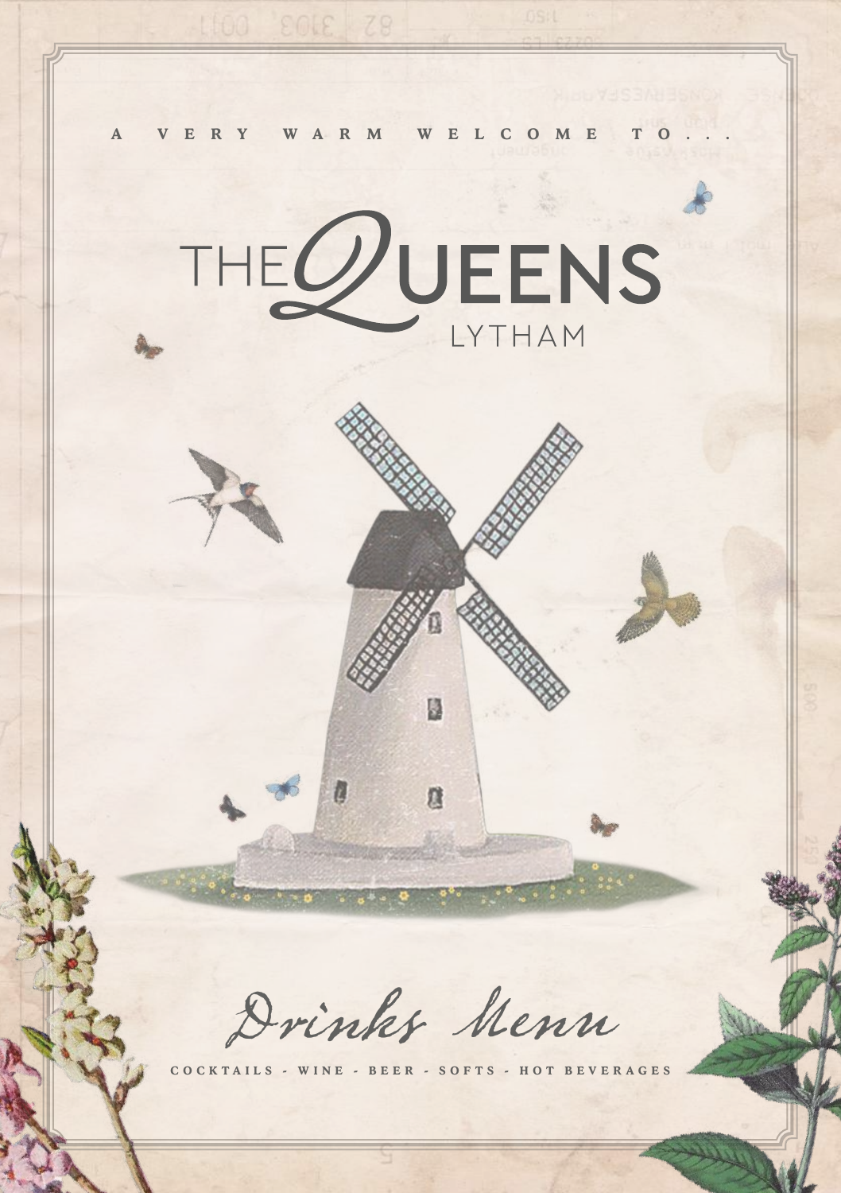A VERY WARM WELCOME TO...

# THE QUEENS
LYTHAM

## Drinks Menu

COCKTAILS - WINE - BEER - SOFTS - HOT BEVERAGES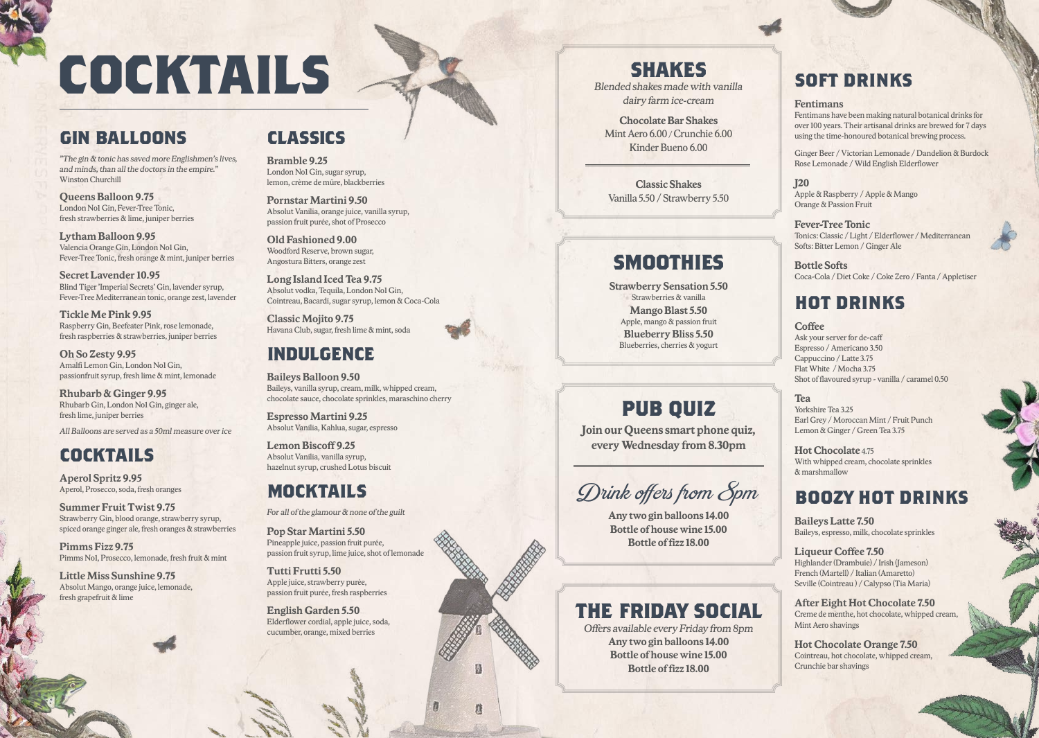# COCKTAILS

## GIN BALLOONS

*"The gin & tonic has saved more Englishmen's lives, and minds, than all the doctors in the empire."*
Winston Churchill

**Queens Balloon 9.75**
London No1 Gin, Fever-Tree Tonic, fresh strawberries & lime, juniper berries

**Lytham Balloon 9.95**
Valencia Orange Gin, London No1 Gin, Fever-Tree Tonic, fresh orange & mint, juniper berries

**Secret Lavender 10.95**
Blind Tiger 'Imperial Secrets' Gin, lavender syrup, Fever-Tree Mediterranean tonic, orange zest, lavender

**Tickle Me Pink 9.95**
Raspberry Gin, Beefeater Pink, rose lemonade, fresh raspberries & strawberries, juniper berries

**Oh So Zesty 9.95**
Amalfi Lemon Gin, London No1 Gin, passionfruit syrup, fresh lime & mint, lemonade

**Rhubarb & Ginger 9.95**
Rhubarb Gin, London No1 Gin, ginger ale, fresh lime, juniper berries

*All Balloons are served as a 50ml measure over ice*

## COCKTAILS

**Aperol Spritz 9.95**
Aperol, Prosecco, soda, fresh oranges

**Summer Fruit Twist 9.75**
Strawberry Gin, blood orange, strawberry syrup, spiced orange ginger ale, fresh oranges & strawberries

**Pimms Fizz 9.75**
Pimms No1, Prosecco, lemonade, fresh fruit & mint

**Little Miss Sunshine 9.75**
Absolut Mango, orange juice, lemonade, fresh grapefruit & lime

## CLASSICS

**Bramble 9.25**
London No1 Gin, sugar syrup, lemon, crème de mûre, blackberries

**Pornstar Martini 9.50**
Absolut Vanilia, orange juice, vanilla syrup, passion fruit purée, shot of Prosecco

**Old Fashioned 9.00**
Woodford Reserve, brown sugar, Angostura Bitters, orange zest

**Long Island Iced Tea 9.75**
Absolut vodka, Tequila, London No1 Gin, Cointreau, Bacardi, sugar syrup, lemon & Coca-Cola

**Classic Mojito 9.75**
Havana Club, sugar, fresh lime & mint, soda

## INDULGENCE

**Baileys Balloon 9.50**
Baileys, vanilla syrup, cream, milk, whipped cream, chocolate sauce, chocolate sprinkles, maraschino cherry

**Espresso Martini 9.25**
Absolut Vanilia, Kahlua, sugar, espresso

**Lemon Biscoff 9.25**
Absolut Vanilia, vanilla syrup, hazelnut syrup, crushed Lotus biscuit

## MOCKTAILS

*For all of the glamour & none of the guilt*

**Pop Star Martini 5.50**
Pineapple juice, passion fruit purée, passion fruit syrup, lime juice, shot of lemonade

**Tutti Frutti 5.50**
Apple juice, strawberry purée, passion fruit purée, fresh raspberries

**English Garden 5.50**
Elderflower cordial, apple juice, soda, cucumber, orange, mixed berries

## SHAKES

*Blended shakes made with vanilla dairy farm ice-cream*

**Chocolate Bar Shakes**
Mint Aero 6.00 / Crunchie 6.00
Kinder Bueno 6.00

**Classic Shakes**
Vanilla 5.50 / Strawberry 5.50

## SMOOTHIES

**Strawberry Sensation 5.50**
Strawberries & vanilla

**Mango Blast 5.50**
Apple, mango & passion fruit

**Blueberry Bliss 5.50**
Blueberries, cherries & yogurt

## PUB QUIZ

**Join our Queens smart phone quiz, every Wednesday from 8.30pm**

## *Drink offers from 5pm*

**Any two gin balloons 14.00**
**Bottle of house wine 15.00**
**Bottle of fizz 18.00**

## THE FRIDAY SOCIAL

*Offers available every Friday from 8pm*

**Any two gin balloons 14.00**
**Bottle of house wine 15.00**
**Bottle of fizz 18.00**

## SOFT DRINKS

**Fentimans**
Fentimans have been making natural botanical drinks for over 100 years. Their artisanal drinks are brewed for 7 days using the time-honoured botanical brewing process.

Ginger Beer / Victorian Lemonade / Dandelion & Burdock
Rose Lemonade / Wild English Elderflower

**J20**
Apple & Raspberry / Apple & Mango
Orange & Passion Fruit

**Fever-Tree Tonic**
Tonics: Classic / Light / Elderflower / Mediterranean
Softs: Bitter Lemon / Ginger Ale

**Bottle Softs**
Coca-Cola / Diet Coke / Coke Zero / Fanta / Appletiser

## HOT DRINKS

**Coffee**
Ask your server for de-caff
Espresso / Americano 3.50
Cappuccino / Latte 3.75
Flat White / Mocha 3.75
Shot of flavoured syrup - vanilla / caramel 0.50

**Tea**
Yorkshire Tea 3.25
Earl Grey / Moroccan Mint / Fruit Punch
Lemon & Ginger / Green Tea 3.75

**Hot Chocolate 4.75**
With whipped cream, chocolate sprinkles & marshmallow

## BOOZY HOT DRINKS

**Baileys Latte 7.50**
Baileys, espresso, milk, chocolate sprinkles

**Liqueur Coffee 7.50**
Highlander (Drambuie) / Irish (Jameson)
French (Martell) / Italian (Amaretto)
Seville (Cointreau) / Calypso (Tia Maria)

**After Eight Hot Chocolate 7.50**
Creme de menthe, hot chocolate, whipped cream, Mint Aero shavings

**Hot Chocolate Orange 7.50**
Cointreau, hot chocolate, whipped cream, Crunchie bar shavings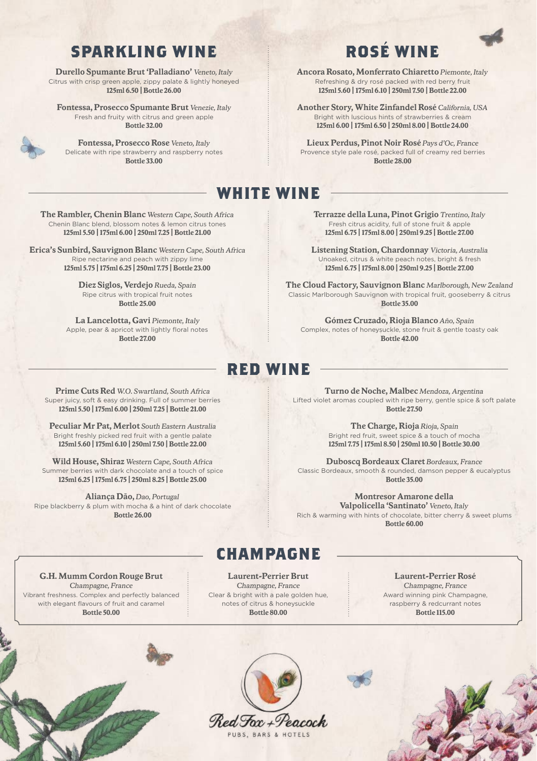## SPARKLING WINE

**Durello Spumante Brut 'Palladiano'** *Veneto, Italy*
Citrus with crisp green apple, zippy palate & lightly honeyed
**125ml 6.50 | Bottle 26.00**

**Fontessa, Prosecco Spumante Brut** *Venezie, Italy*
Fresh and fruity with citrus and green apple
**Bottle 32.00**

**Fontessa, Prosecco Rose** *Veneto, Italy*
Delicate with ripe strawberry and raspberry notes
**Bottle 33.00**

## ROSÉ WINE

**Ancora Rosato, Monferrato Chiaretto** *Piemonte, Italy*
Refreshing & dry rosé packed with red berry fruit
**125ml 5.60 | 175ml 6.10 | 250ml 7.50 | Bottle 22.00**

**Another Story, White Zinfandel Rosé** *California, USA*
Bright with luscious hints of strawberries & cream
**125ml 6.00 | 175ml 6.50 | 250ml 8.00 | Bottle 24.00**

**Lieux Perdus, Pinot Noir Rosé** *Pays d'Oc, France*
Provence style pale rosé, packed full of creamy red berries
**Bottle 28.00**

## WHITE WINE

**The Rambler, Chenin Blanc** *Western Cape, South Africa*
Chenin Blanc blend, blossom notes & lemon citrus tones
**125ml 5.50 | 175ml 6.00 | 250ml 7.25 | Bottle 21.00**

**Erica's Sunbird, Sauvignon Blanc** *Western Cape, South Africa*
Ripe nectarine and peach with zippy lime
**125ml 5.75 | 175ml 6.25 | 250ml 7.75 | Bottle 23.00**

**Diez Siglos, Verdejo** *Rueda, Spain*
Ripe citrus with tropical fruit notes
**Bottle 25.00**

**La Lancelotta, Gavi** *Piemonte, Italy*
Apple, pear & apricot with lightly floral notes
**Bottle 27.00**

**Terrazze della Luna, Pinot Grigio** *Trentino, Italy*
Fresh citrus acidity, full of stone fruit & apple
**125ml 6.75 | 175ml 8.00 | 250ml 9.25 | Bottle 27.00**

**Listening Station, Chardonnay** *Victoria, Australia*
Unoaked, citrus & white peach notes, bright & fresh
**125ml 6.75 | 175ml 8.00 | 250ml 9.25 | Bottle 27.00**

**The Cloud Factory, Sauvignon Blanc** *Marlborough, New Zealand*
Classic Marlborough Sauvignon with tropical fruit, gooseberry & citrus
**Bottle 35.00**

**Gómez Cruzado, Rioja Blanco** *Año, Spain*
Complex, notes of honeysuckle, stone fruit & gentle toasty oak
**Bottle 42.00**

## RED WINE

**Prime Cuts Red** *W.O. Swartland, South Africa*
Super juicy, soft & easy drinking. Full of summer berries
**125ml 5.50 | 175ml 6.00 | 250ml 7.25 | Bottle 21.00**

**Peculiar Mr Pat, Merlot** *South Eastern Australia*
Bright freshly picked red fruit with a gentle palate
**125ml 5.60 | 175ml 6.10 | 250ml 7.50 | Bottle 22.00**

**Wild House, Shiraz** *Western Cape, South Africa*
Summer berries with dark chocolate and a touch of spice
**125ml 6.25 | 175ml 6.75 | 250ml 8.25 | Bottle 25.00**

**Aliança Dão,** *Dao, Portugal*
Ripe blackberry & plum with mocha & a hint of dark chocolate
**Bottle 26.00**

**Turno de Noche, Malbec** *Mendoza, Argentina*
Lifted violet aromas coupled with ripe berry, gentle spice & soft palate
**Bottle 27.50**

**The Charge, Rioja** *Rioja, Spain*
Bright red fruit, sweet spice & a touch of mocha
**125ml 7.75 | 175ml 8.50 | 250ml 10.50 | Bottle 30.00**

**Duboscq Bordeaux Claret** *Bordeaux, France*
Classic Bordeaux, smooth & rounded, damson pepper & eucalyptus
**Bottle 35.00**

**Montresor Amarone della Valpolicella 'Santinato'** *Veneto, Italy*
Rich & warming with hints of chocolate, bitter cherry & sweet plums
**Bottle 60.00**

## CHAMPAGNE

**G.H. Mumm Cordon Rouge Brut**
*Champagne, France*
Vibrant freshness. Complex and perfectly balanced with elegant flavours of fruit and caramel
**Bottle 50.00**

**Laurent-Perrier Brut**
*Champagne, France*
Clear & bright with a pale golden hue, notes of citrus & honeysuckle
**Bottle 80.00**

**Laurent-Perrier Rosé**
*Champagne, France*
Award winning pink Champagne, raspberry & redcurrant notes
**Bottle 115.00**

Red Fox + Peacock
PUBS, BARS & HOTELS